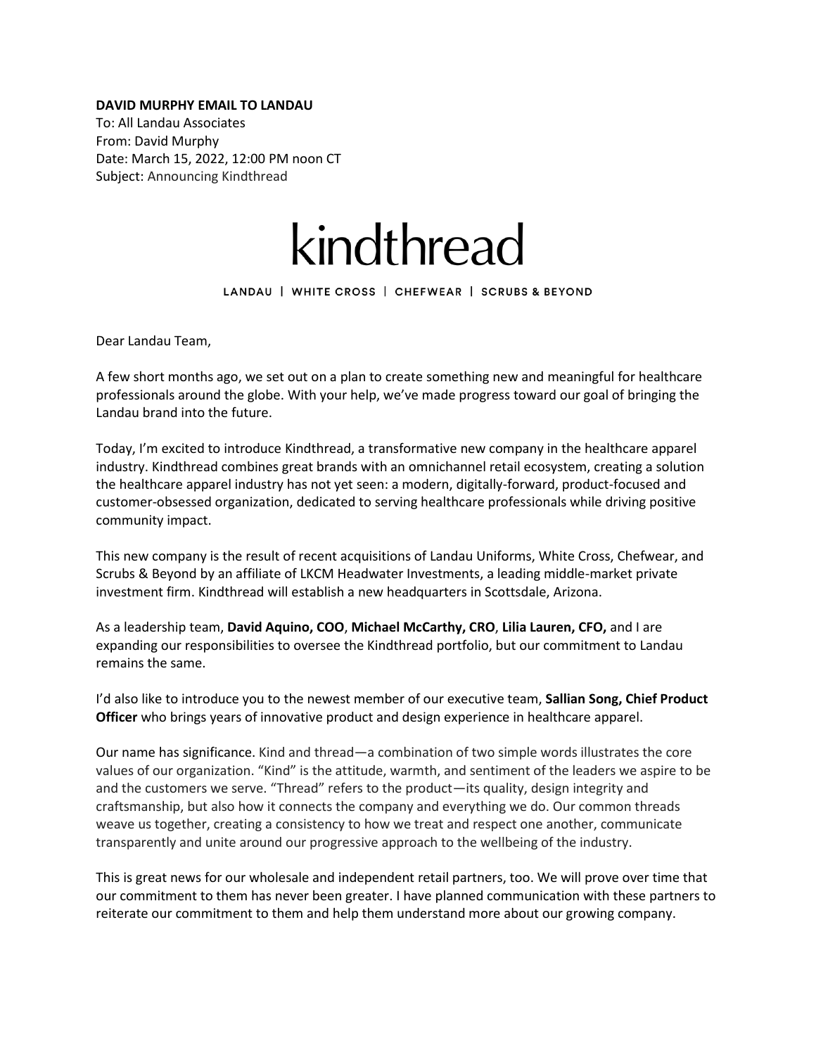**DAVID MURPHY EMAIL TO LANDAU**
To: All Landau Associates
From: David Murphy
Date: March 15, 2022, 12:00 PM noon CT
Subject: Announcing Kindthread

# kindthread

LANDAU | WHITE CROSS | CHEFWEAR | SCRUBS & BEYOND

Dear Landau Team,

A few short months ago, we set out on a plan to create something new and meaningful for healthcare professionals around the globe. With your help, we've made progress toward our goal of bringing the Landau brand into the future.

Today, I'm excited to introduce Kindthread, a transformative new company in the healthcare apparel industry. Kindthread combines great brands with an omnichannel retail ecosystem, creating a solution the healthcare apparel industry has not yet seen: a modern, digitally-forward, product-focused and customer-obsessed organization, dedicated to serving healthcare professionals while driving positive community impact.

This new company is the result of recent acquisitions of Landau Uniforms, White Cross, Chefwear, and Scrubs & Beyond by an affiliate of LKCM Headwater Investments, a leading middle-market private investment firm. Kindthread will establish a new headquarters in Scottsdale, Arizona.

As a leadership team, **David Aquino, COO**, **Michael McCarthy, CRO**, **Lilia Lauren, CFO,** and I are expanding our responsibilities to oversee the Kindthread portfolio, but our commitment to Landau remains the same.

I'd also like to introduce you to the newest member of our executive team, **Sallian Song, Chief Product Officer** who brings years of innovative product and design experience in healthcare apparel.

Our name has significance. Kind and thread—a combination of two simple words illustrates the core values of our organization. "Kind" is the attitude, warmth, and sentiment of the leaders we aspire to be and the customers we serve. "Thread" refers to the product—its quality, design integrity and craftsmanship, but also how it connects the company and everything we do. Our common threads weave us together, creating a consistency to how we treat and respect one another, communicate transparently and unite around our progressive approach to the wellbeing of the industry.

This is great news for our wholesale and independent retail partners, too. We will prove over time that our commitment to them has never been greater. I have planned communication with these partners to reiterate our commitment to them and help them understand more about our growing company.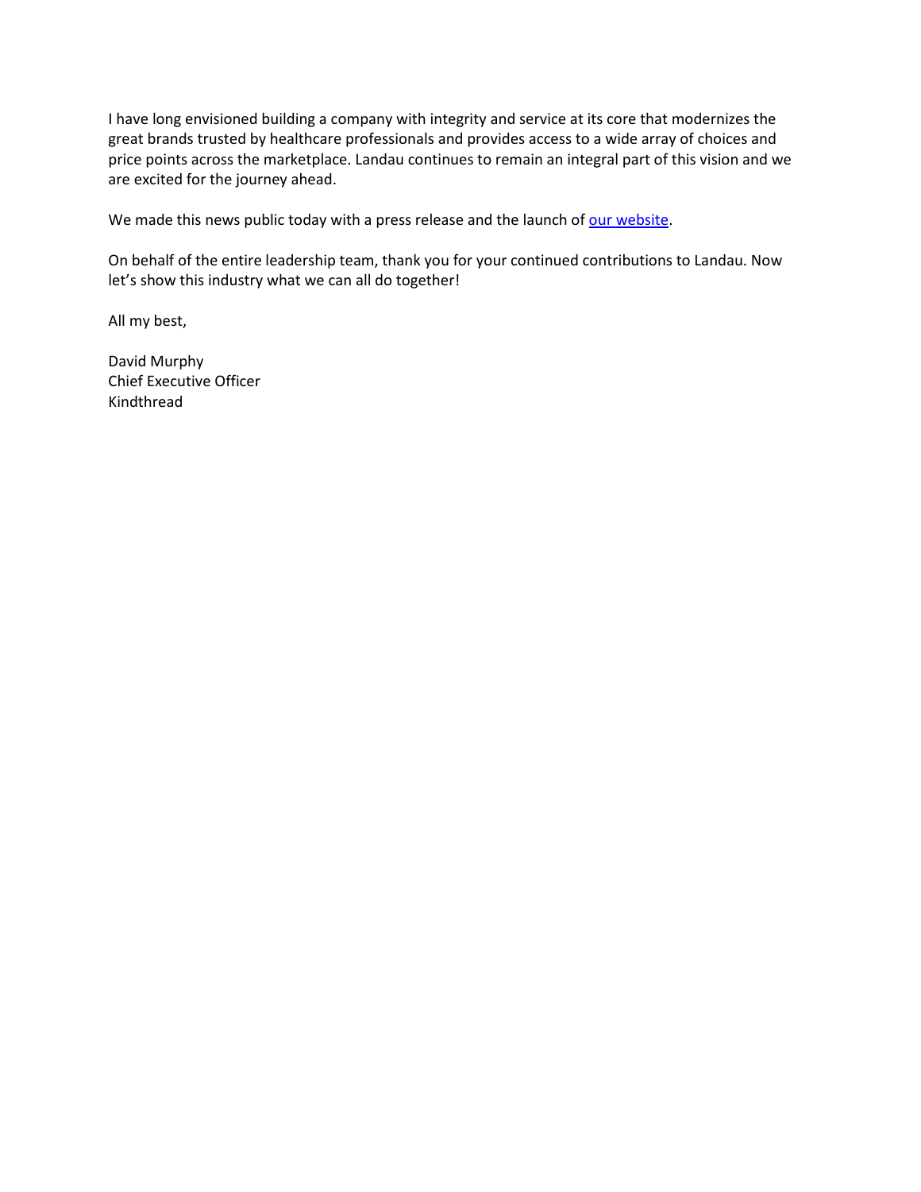I have long envisioned building a company with integrity and service at its core that modernizes the great brands trusted by healthcare professionals and provides access to a wide array of choices and price points across the marketplace. Landau continues to remain an integral part of this vision and we are excited for the journey ahead.

We made this news public today with a press release and the launch of our website.

On behalf of the entire leadership team, thank you for your continued contributions to Landau. Now let's show this industry what we can all do together!

All my best,

David Murphy
Chief Executive Officer
Kindthread